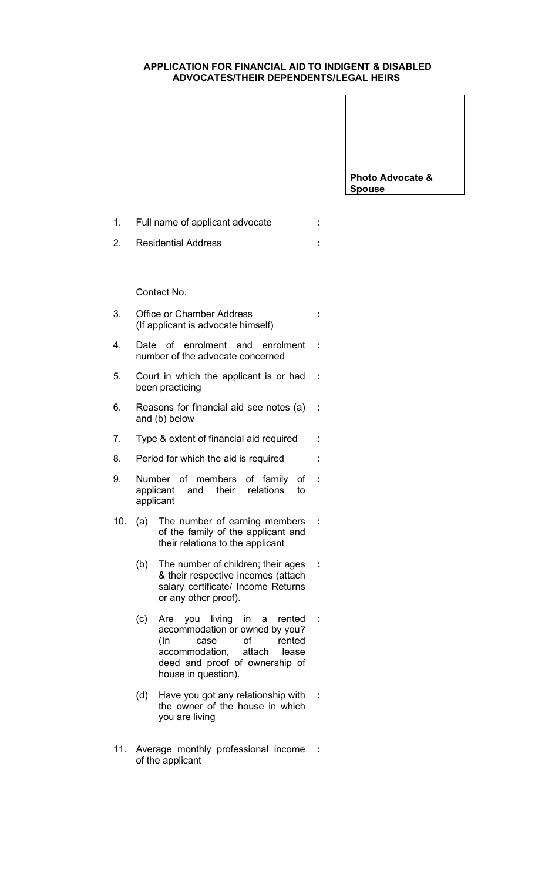# APPLICATION FOR FINANCIAL AID TO INDIGENT & DISABLED ADVOCATES/THEIR DEPENDENTS/LEGAL HEIRS

**Photo Advocate & Spouse**

1. Full name of applicant advocate :

2. Residential Address :

   Contact No.

3. Office or Chamber Address (If applicant is advocate himself) :

4. Date of enrolment and enrolment number of the advocate concerned :

5. Court in which the applicant is or had been practicing :

6. Reasons for financial aid see notes (a) and (b) below :

7. Type & extent of financial aid required :

8. Period for which the aid is required :

9. Number of members of family of applicant and their relations to applicant :

10. (a) The number of earning members of the family of the applicant and their relations to the applicant :

    (b) The number of children; their ages & their respective incomes (attach salary certificate/ Income Returns or any other proof). :

    (c) Are you living in a rented accommodation or owned by you? (In case of rented accommodation, attach lease deed and proof of ownership of house in question). :

    (d) Have you got any relationship with the owner of the house in which you are living :

11. Average monthly professional income of the applicant :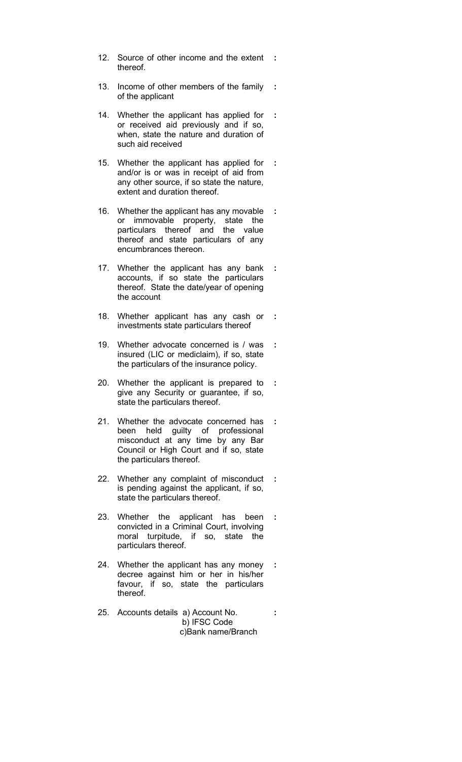12. Source of other income and the extent thereof. :

13. Income of other members of the family of the applicant :

14. Whether the applicant has applied for or received aid previously and if so, when, state the nature and duration of such aid received :

15. Whether the applicant has applied for and/or is or was in receipt of aid from any other source, if so state the nature, extent and duration thereof. :

16. Whether the applicant has any movable or immovable property, state the particulars thereof and the value thereof and state particulars of any encumbrances thereon. :

17. Whether the applicant has any bank accounts, if so state the particulars thereof. State the date/year of opening the account :

18. Whether applicant has any cash or investments state particulars thereof :

19. Whether advocate concerned is / was insured (LIC or mediclaim), if so, state the particulars of the insurance policy. :

20. Whether the applicant is prepared to give any Security or guarantee, if so, state the particulars thereof. :

21. Whether the advocate concerned has been held guilty of professional misconduct at any time by any Bar Council or High Court and if so, state the particulars thereof. :

22. Whether any complaint of misconduct is pending against the applicant, if so, state the particulars thereof. :

23. Whether the applicant has been convicted in a Criminal Court, involving moral turpitude, if so, state the particulars thereof. :

24. Whether the applicant has any money decree against him or her in his/her favour, if so, state the particulars thereof. :

25. Accounts details a) Account No. :
    b) IFSC Code
    c)Bank name/Branch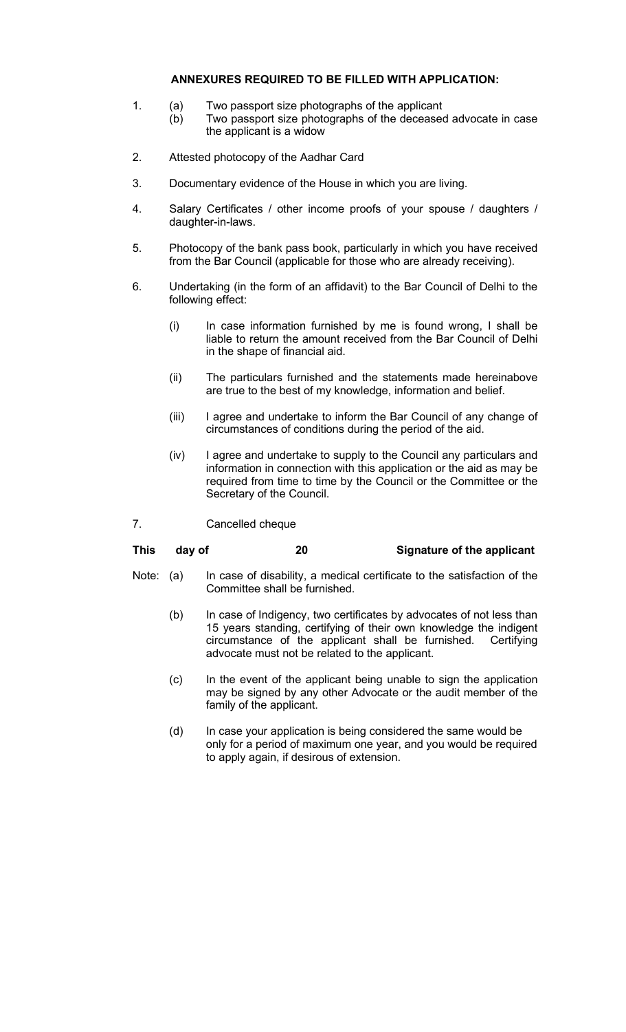**ANNEXURES REQUIRED TO BE FILLED WITH APPLICATION:**

1. (a) Two passport size photographs of the applicant
   (b) Two passport size photographs of the deceased advocate in case the applicant is a widow

2. Attested photocopy of the Aadhar Card

3. Documentary evidence of the House in which you are living.

4. Salary Certificates / other income proofs of your spouse / daughters / daughter-in-laws.

5. Photocopy of the bank pass book, particularly in which you have received from the Bar Council (applicable for those who are already receiving).

6. Undertaking (in the form of an affidavit) to the Bar Council of Delhi to the following effect:

   (i) In case information furnished by me is found wrong, I shall be liable to return the amount received from the Bar Council of Delhi in the shape of financial aid.

   (ii) The particulars furnished and the statements made hereinabove are true to the best of my knowledge, information and belief.

   (iii) I agree and undertake to inform the Bar Council of any change of circumstances of conditions during the period of the aid.

   (iv) I agree and undertake to supply to the Council any particulars and information in connection with this application or the aid as may be required from time to time by the Council or the Committee or the Secretary of the Council.

7. Cancelled cheque

**This day of 20 Signature of the applicant**

Note: (a) In case of disability, a medical certificate to the satisfaction of the Committee shall be furnished.

(b) In case of Indigency, two certificates by advocates of not less than 15 years standing, certifying of their own knowledge the indigent circumstance of the applicant shall be furnished. Certifying advocate must not be related to the applicant.

(c) In the event of the applicant being unable to sign the application may be signed by any other Advocate or the audit member of the family of the applicant.

(d) In case your application is being considered the same would be only for a period of maximum one year, and you would be required to apply again, if desirous of extension.